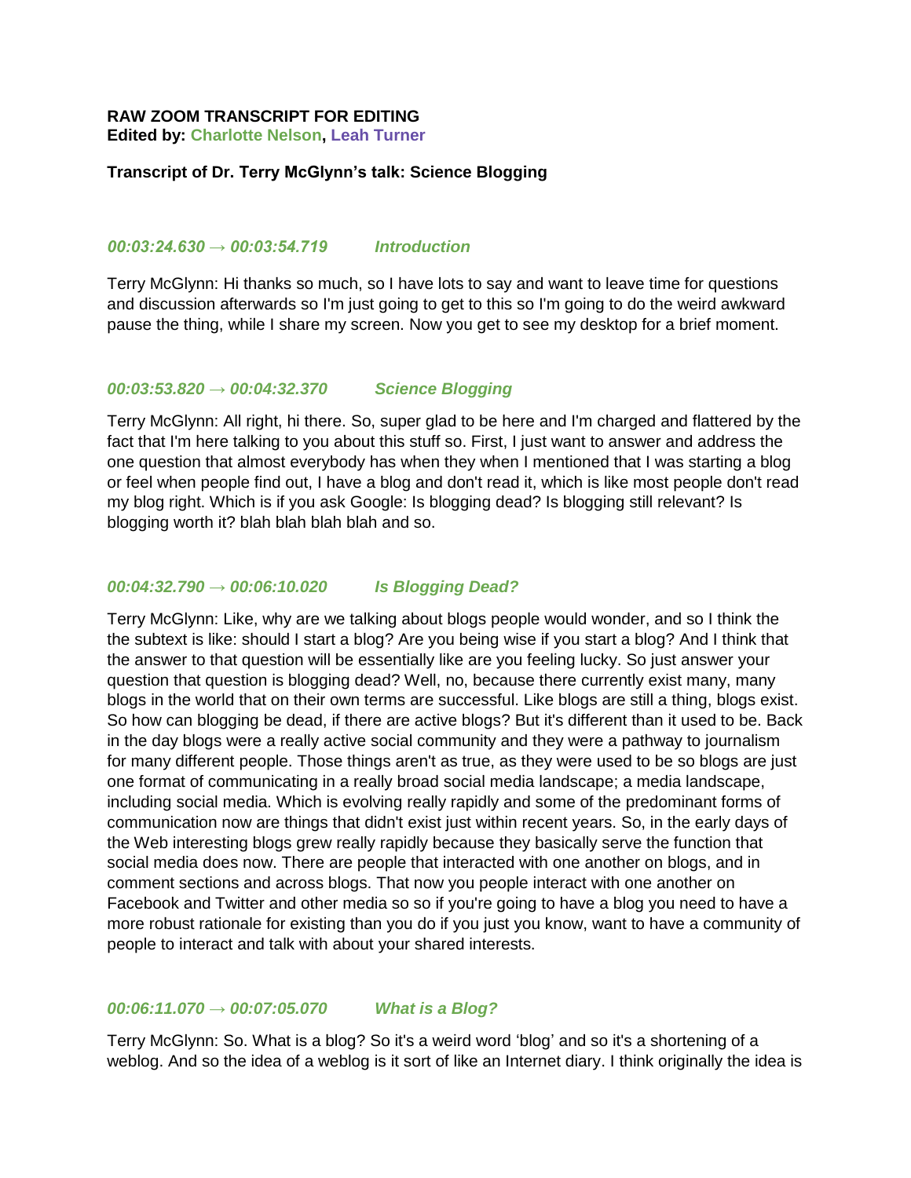**RAW ZOOM TRANSCRIPT FOR EDITING**
**Edited by: Charlotte Nelson, Leah Turner**

**Transcript of Dr. Terry McGlynn's talk: Science Blogging**

***00:03:24.630 → 00:03:54.719 Introduction***

Terry McGlynn: Hi thanks so much, so I have lots to say and want to leave time for questions and discussion afterwards so I'm just going to get to this so I'm going to do the weird awkward pause the thing, while I share my screen. Now you get to see my desktop for a brief moment.

***00:03:53.820 → 00:04:32.370 Science Blogging***

Terry McGlynn: All right, hi there. So, super glad to be here and I'm charged and flattered by the fact that I'm here talking to you about this stuff so. First, I just want to answer and address the one question that almost everybody has when they when I mentioned that I was starting a blog or feel when people find out, I have a blog and don't read it, which is like most people don't read my blog right. Which is if you ask Google: Is blogging dead? Is blogging still relevant? Is blogging worth it? blah blah blah blah and so.

***00:04:32.790 → 00:06:10.020 Is Blogging Dead?***

Terry McGlynn: Like, why are we talking about blogs people would wonder, and so I think the the subtext is like: should I start a blog? Are you being wise if you start a blog? And I think that the answer to that question will be essentially like are you feeling lucky. So just answer your question that question is blogging dead? Well, no, because there currently exist many, many blogs in the world that on their own terms are successful. Like blogs are still a thing, blogs exist. So how can blogging be dead, if there are active blogs? But it's different than it used to be. Back in the day blogs were a really active social community and they were a pathway to journalism for many different people. Those things aren't as true, as they were used to be so blogs are just one format of communicating in a really broad social media landscape; a media landscape, including social media. Which is evolving really rapidly and some of the predominant forms of communication now are things that didn't exist just within recent years. So, in the early days of the Web interesting blogs grew really rapidly because they basically serve the function that social media does now. There are people that interacted with one another on blogs, and in comment sections and across blogs. That now you people interact with one another on Facebook and Twitter and other media so so if you're going to have a blog you need to have a more robust rationale for existing than you do if you just you know, want to have a community of people to interact and talk with about your shared interests.

***00:06:11.070 → 00:07:05.070 What is a Blog?***

Terry McGlynn: So. What is a blog? So it's a weird word 'blog' and so it's a shortening of a weblog. And so the idea of a weblog is it sort of like an Internet diary. I think originally the idea is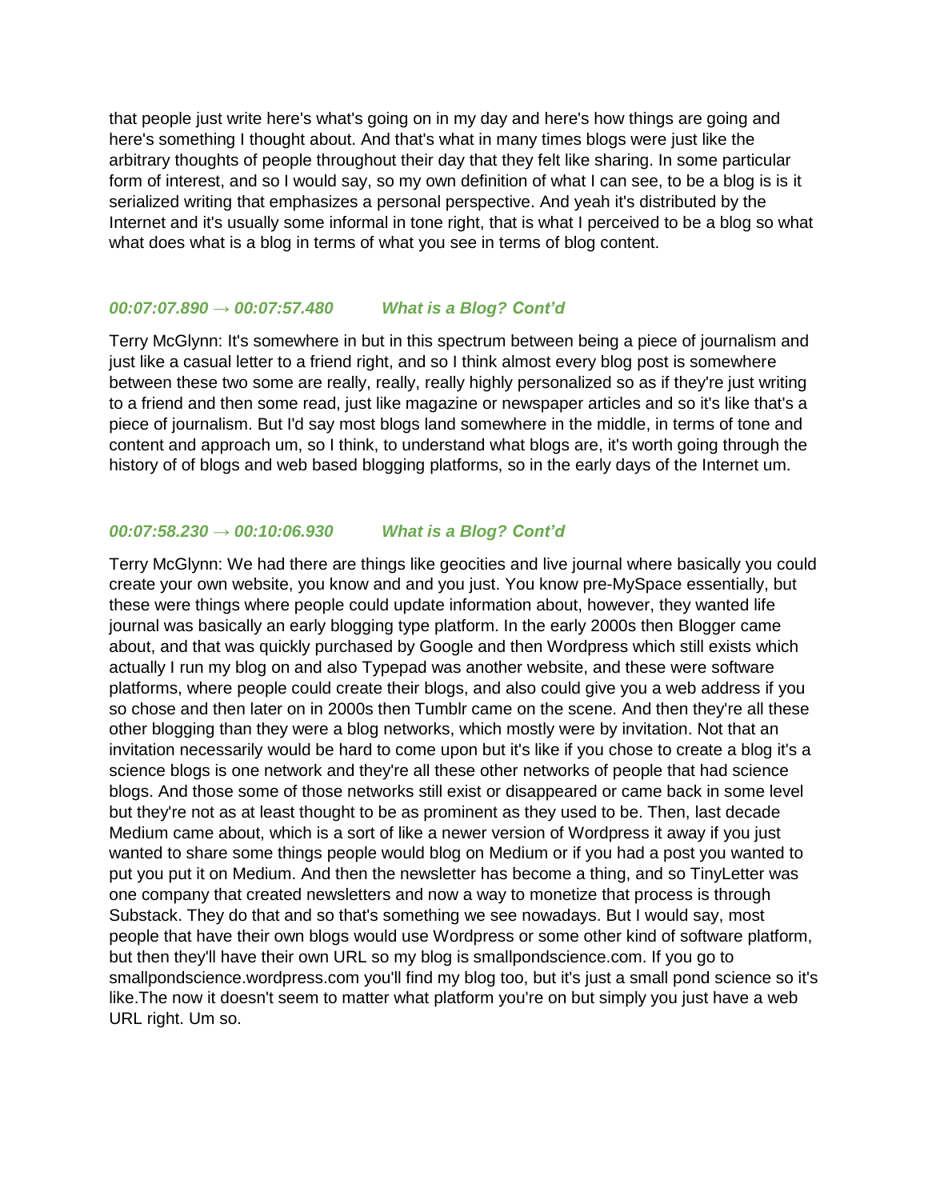that people just write here's what's going on in my day and here's how things are going and here's something I thought about. And that's what in many times blogs were just like the arbitrary thoughts of people throughout their day that they felt like sharing. In some particular form of interest, and so I would say, so my own definition of what I can see, to be a blog is is it serialized writing that emphasizes a personal perspective. And yeah it's distributed by the Internet and it's usually some informal in tone right, that is what I perceived to be a blog so what what does what is a blog in terms of what you see in terms of blog content.

***00:07:07.890 → 00:07:57.480*** ***What is a Blog? Cont'd***

Terry McGlynn: It's somewhere in but in this spectrum between being a piece of journalism and just like a casual letter to a friend right, and so I think almost every blog post is somewhere between these two some are really, really, really highly personalized so as if they're just writing to a friend and then some read, just like magazine or newspaper articles and so it's like that's a piece of journalism. But I'd say most blogs land somewhere in the middle, in terms of tone and content and approach um, so I think, to understand what blogs are, it's worth going through the history of of blogs and web based blogging platforms, so in the early days of the Internet um.

***00:07:58.230 → 00:10:06.930*** ***What is a Blog? Cont'd***

Terry McGlynn: We had there are things like geocities and live journal where basically you could create your own website, you know and and you just. You know pre-MySpace essentially, but these were things where people could update information about, however, they wanted life journal was basically an early blogging type platform. In the early 2000s then Blogger came about, and that was quickly purchased by Google and then Wordpress which still exists which actually I run my blog on and also Typepad was another website, and these were software platforms, where people could create their blogs, and also could give you a web address if you so chose and then later on in 2000s then Tumblr came on the scene. And then they're all these other blogging than they were a blog networks, which mostly were by invitation. Not that an invitation necessarily would be hard to come upon but it's like if you chose to create a blog it's a science blogs is one network and they're all these other networks of people that had science blogs. And those some of those networks still exist or disappeared or came back in some level but they're not as at least thought to be as prominent as they used to be. Then, last decade Medium came about, which is a sort of like a newer version of Wordpress it away if you just wanted to share some things people would blog on Medium or if you had a post you wanted to put you put it on Medium. And then the newsletter has become a thing, and so TinyLetter was one company that created newsletters and now a way to monetize that process is through Substack. They do that and so that's something we see nowadays. But I would say, most people that have their own blogs would use Wordpress or some other kind of software platform, but then they'll have their own URL so my blog is smallpondscience.com. If you go to smallpondscience.wordpress.com you'll find my blog too, but it's just a small pond science so it's like.The now it doesn't seem to matter what platform you're on but simply you just have a web URL right. Um so.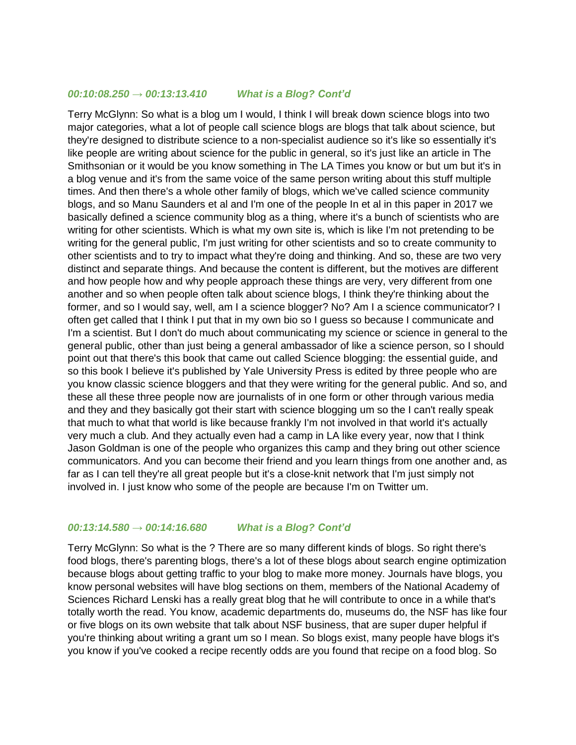### *00:10:08.250 → 00:13:13.410 What is a Blog? Cont'd*

Terry McGlynn: So what is a blog um I would, I think I will break down science blogs into two major categories, what a lot of people call science blogs are blogs that talk about science, but they're designed to distribute science to a non-specialist audience so it's like so essentially it's like people are writing about science for the public in general, so it's just like an article in The Smithsonian or it would be you know something in The LA Times you know or but um but it's in a blog venue and it's from the same voice of the same person writing about this stuff multiple times. And then there's a whole other family of blogs, which we've called science community blogs, and so Manu Saunders et al and I'm one of the people In et al in this paper in 2017 we basically defined a science community blog as a thing, where it's a bunch of scientists who are writing for other scientists. Which is what my own site is, which is like I'm not pretending to be writing for the general public, I'm just writing for other scientists and so to create community to other scientists and to try to impact what they're doing and thinking. And so, these are two very distinct and separate things. And because the content is different, but the motives are different and how people how and why people approach these things are very, very different from one another and so when people often talk about science blogs, I think they're thinking about the former, and so I would say, well, am I a science blogger? No? Am I a science communicator? I often get called that I think I put that in my own bio so I guess so because I communicate and I'm a scientist. But I don't do much about communicating my science or science in general to the general public, other than just being a general ambassador of like a science person, so I should point out that there's this book that came out called Science blogging: the essential guide, and so this book I believe it's published by Yale University Press is edited by three people who are you know classic science bloggers and that they were writing for the general public. And so, and these all these three people now are journalists of in one form or other through various media and they and they basically got their start with science blogging um so the I can't really speak that much to what that world is like because frankly I'm not involved in that world it's actually very much a club. And they actually even had a camp in LA like every year, now that I think Jason Goldman is one of the people who organizes this camp and they bring out other science communicators. And you can become their friend and you learn things from one another and, as far as I can tell they're all great people but it's a close-knit network that I'm just simply not involved in. I just know who some of the people are because I'm on Twitter um.

### *00:13:14.580 → 00:14:16.680 What is a Blog? Cont'd*

Terry McGlynn: So what is the ? There are so many different kinds of blogs. So right there's food blogs, there's parenting blogs, there's a lot of these blogs about search engine optimization because blogs about getting traffic to your blog to make more money. Journals have blogs, you know personal websites will have blog sections on them, members of the National Academy of Sciences Richard Lenski has a really great blog that he will contribute to once in a while that's totally worth the read. You know, academic departments do, museums do, the NSF has like four or five blogs on its own website that talk about NSF business, that are super duper helpful if you're thinking about writing a grant um so I mean. So blogs exist, many people have blogs it's you know if you've cooked a recipe recently odds are you found that recipe on a food blog. So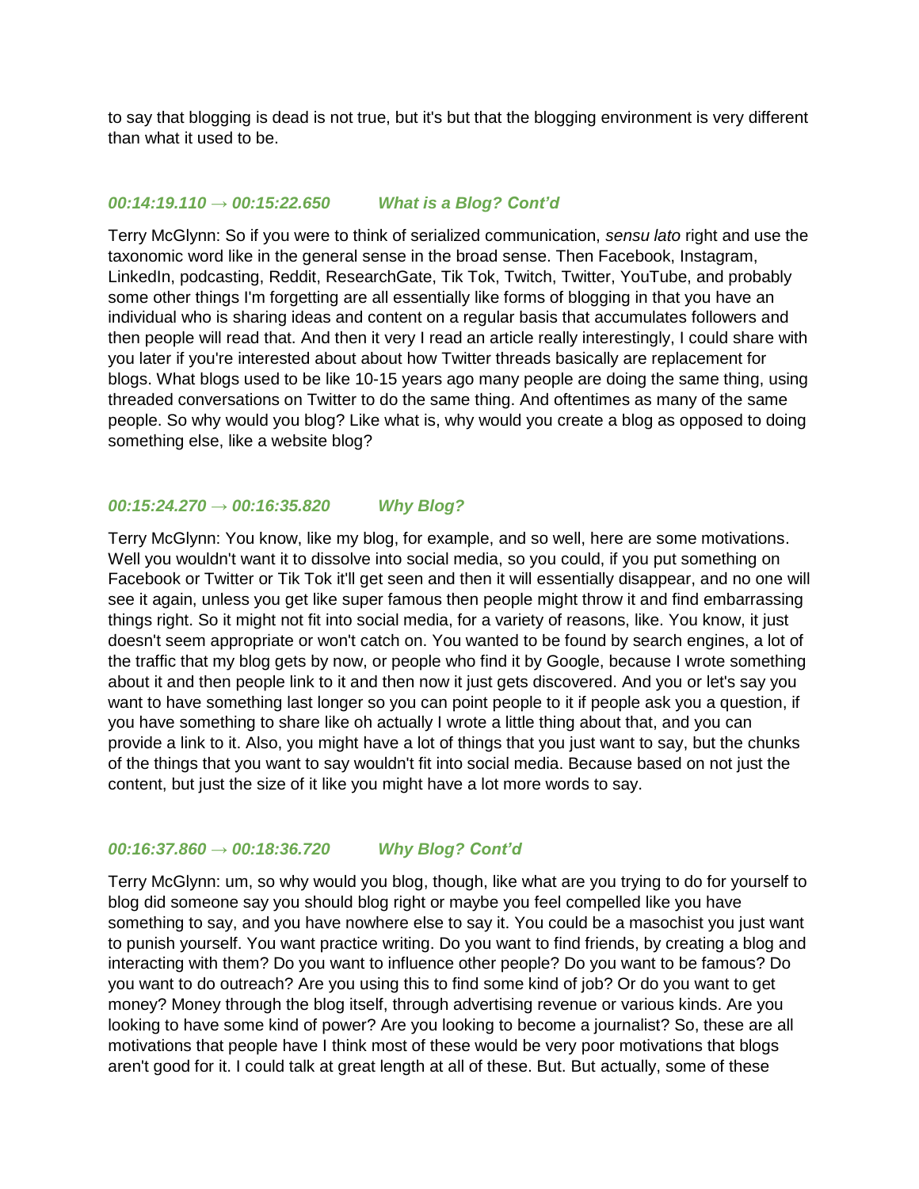to say that blogging is dead is not true, but it's but that the blogging environment is very different than what it used to be.

### *00:14:19.110 → 00:15:22.650 What is a Blog? Cont'd*

Terry McGlynn: So if you were to think of serialized communication, *sensu lato* right and use the taxonomic word like in the general sense in the broad sense. Then Facebook, Instagram, LinkedIn, podcasting, Reddit, ResearchGate, Tik Tok, Twitch, Twitter, YouTube, and probably some other things I'm forgetting are all essentially like forms of blogging in that you have an individual who is sharing ideas and content on a regular basis that accumulates followers and then people will read that. And then it very I read an article really interestingly, I could share with you later if you're interested about about how Twitter threads basically are replacement for blogs. What blogs used to be like 10-15 years ago many people are doing the same thing, using threaded conversations on Twitter to do the same thing. And oftentimes as many of the same people. So why would you blog? Like what is, why would you create a blog as opposed to doing something else, like a website blog?

### *00:15:24.270 → 00:16:35.820 Why Blog?*

Terry McGlynn: You know, like my blog, for example, and so well, here are some motivations. Well you wouldn't want it to dissolve into social media, so you could, if you put something on Facebook or Twitter or Tik Tok it'll get seen and then it will essentially disappear, and no one will see it again, unless you get like super famous then people might throw it and find embarrassing things right. So it might not fit into social media, for a variety of reasons, like. You know, it just doesn't seem appropriate or won't catch on. You wanted to be found by search engines, a lot of the traffic that my blog gets by now, or people who find it by Google, because I wrote something about it and then people link to it and then now it just gets discovered. And you or let's say you want to have something last longer so you can point people to it if people ask you a question, if you have something to share like oh actually I wrote a little thing about that, and you can provide a link to it. Also, you might have a lot of things that you just want to say, but the chunks of the things that you want to say wouldn't fit into social media. Because based on not just the content, but just the size of it like you might have a lot more words to say.

### *00:16:37.860 → 00:18:36.720 Why Blog? Cont'd*

Terry McGlynn: um, so why would you blog, though, like what are you trying to do for yourself to blog did someone say you should blog right or maybe you feel compelled like you have something to say, and you have nowhere else to say it. You could be a masochist you just want to punish yourself. You want practice writing. Do you want to find friends, by creating a blog and interacting with them? Do you want to influence other people? Do you want to be famous? Do you want to do outreach? Are you using this to find some kind of job? Or do you want to get money? Money through the blog itself, through advertising revenue or various kinds. Are you looking to have some kind of power? Are you looking to become a journalist? So, these are all motivations that people have I think most of these would be very poor motivations that blogs aren't good for it. I could talk at great length at all of these. But. But actually, some of these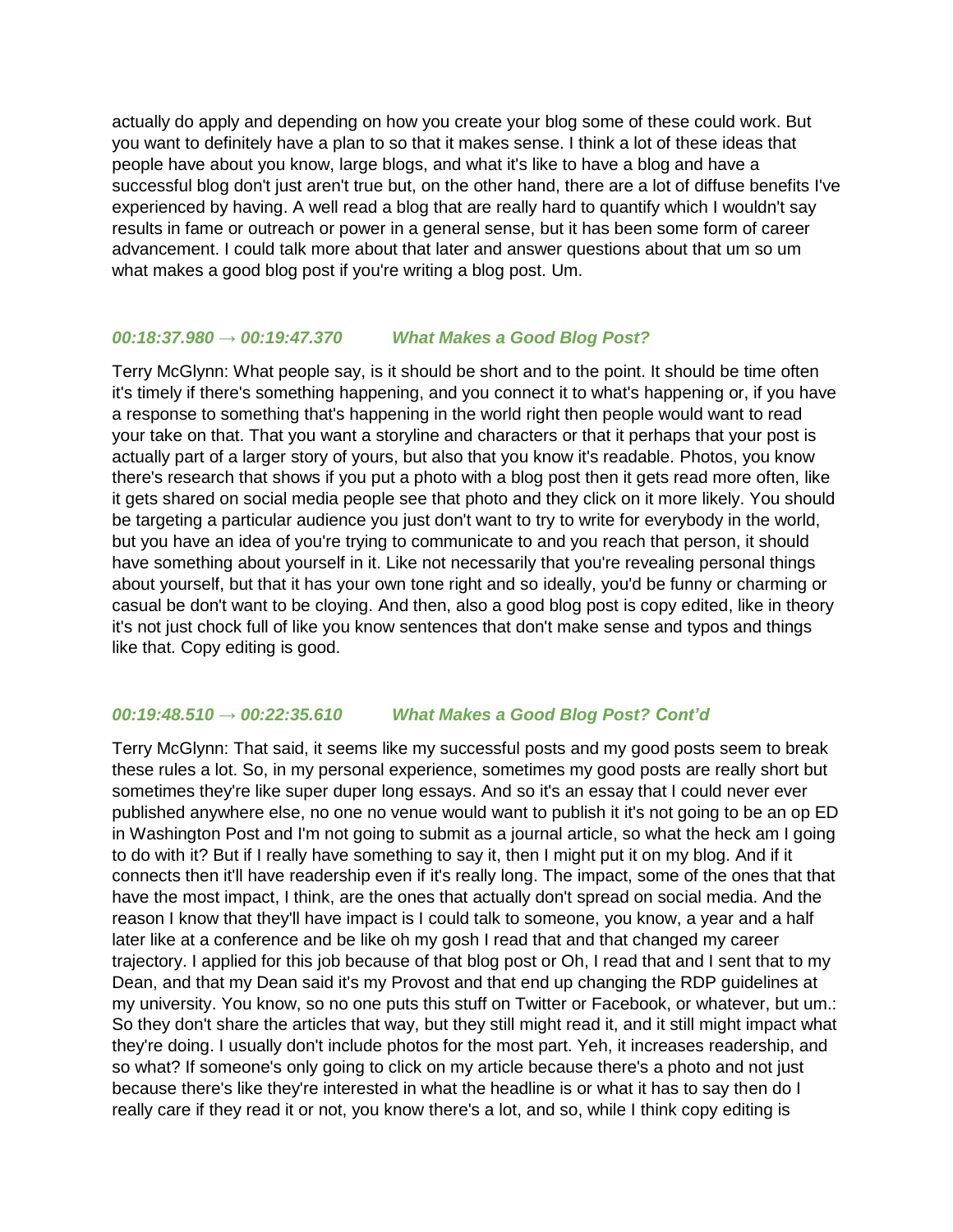actually do apply and depending on how you create your blog some of these could work. But you want to definitely have a plan to so that it makes sense. I think a lot of these ideas that people have about you know, large blogs, and what it's like to have a blog and have a successful blog don't just aren't true but, on the other hand, there are a lot of diffuse benefits I've experienced by having. A well read a blog that are really hard to quantify which I wouldn't say results in fame or outreach or power in a general sense, but it has been some form of career advancement. I could talk more about that later and answer questions about that um so um what makes a good blog post if you're writing a blog post. Um.

### *00:18:37.980 → 00:19:47.370 What Makes a Good Blog Post?*

Terry McGlynn: What people say, is it should be short and to the point. It should be time often it's timely if there's something happening, and you connect it to what's happening or, if you have a response to something that's happening in the world right then people would want to read your take on that. That you want a storyline and characters or that it perhaps that your post is actually part of a larger story of yours, but also that you know it's readable. Photos, you know there's research that shows if you put a photo with a blog post then it gets read more often, like it gets shared on social media people see that photo and they click on it more likely. You should be targeting a particular audience you just don't want to try to write for everybody in the world, but you have an idea of you're trying to communicate to and you reach that person, it should have something about yourself in it. Like not necessarily that you're revealing personal things about yourself, but that it has your own tone right and so ideally, you'd be funny or charming or casual be don't want to be cloying. And then, also a good blog post is copy edited, like in theory it's not just chock full of like you know sentences that don't make sense and typos and things like that. Copy editing is good.

### *00:19:48.510 → 00:22:35.610 What Makes a Good Blog Post? Cont'd*

Terry McGlynn: That said, it seems like my successful posts and my good posts seem to break these rules a lot. So, in my personal experience, sometimes my good posts are really short but sometimes they're like super duper long essays. And so it's an essay that I could never ever published anywhere else, no one no venue would want to publish it it's not going to be an op ED in Washington Post and I'm not going to submit as a journal article, so what the heck am I going to do with it? But if I really have something to say it, then I might put it on my blog. And if it connects then it'll have readership even if it's really long. The impact, some of the ones that that have the most impact, I think, are the ones that actually don't spread on social media. And the reason I know that they'll have impact is I could talk to someone, you know, a year and a half later like at a conference and be like oh my gosh I read that and that changed my career trajectory. I applied for this job because of that blog post or Oh, I read that and I sent that to my Dean, and that my Dean said it's my Provost and that end up changing the RDP guidelines at my university. You know, so no one puts this stuff on Twitter or Facebook, or whatever, but um.: So they don't share the articles that way, but they still might read it, and it still might impact what they're doing. I usually don't include photos for the most part. Yeh, it increases readership, and so what? If someone's only going to click on my article because there's a photo and not just because there's like they're interested in what the headline is or what it has to say then do I really care if they read it or not, you know there's a lot, and so, while I think copy editing is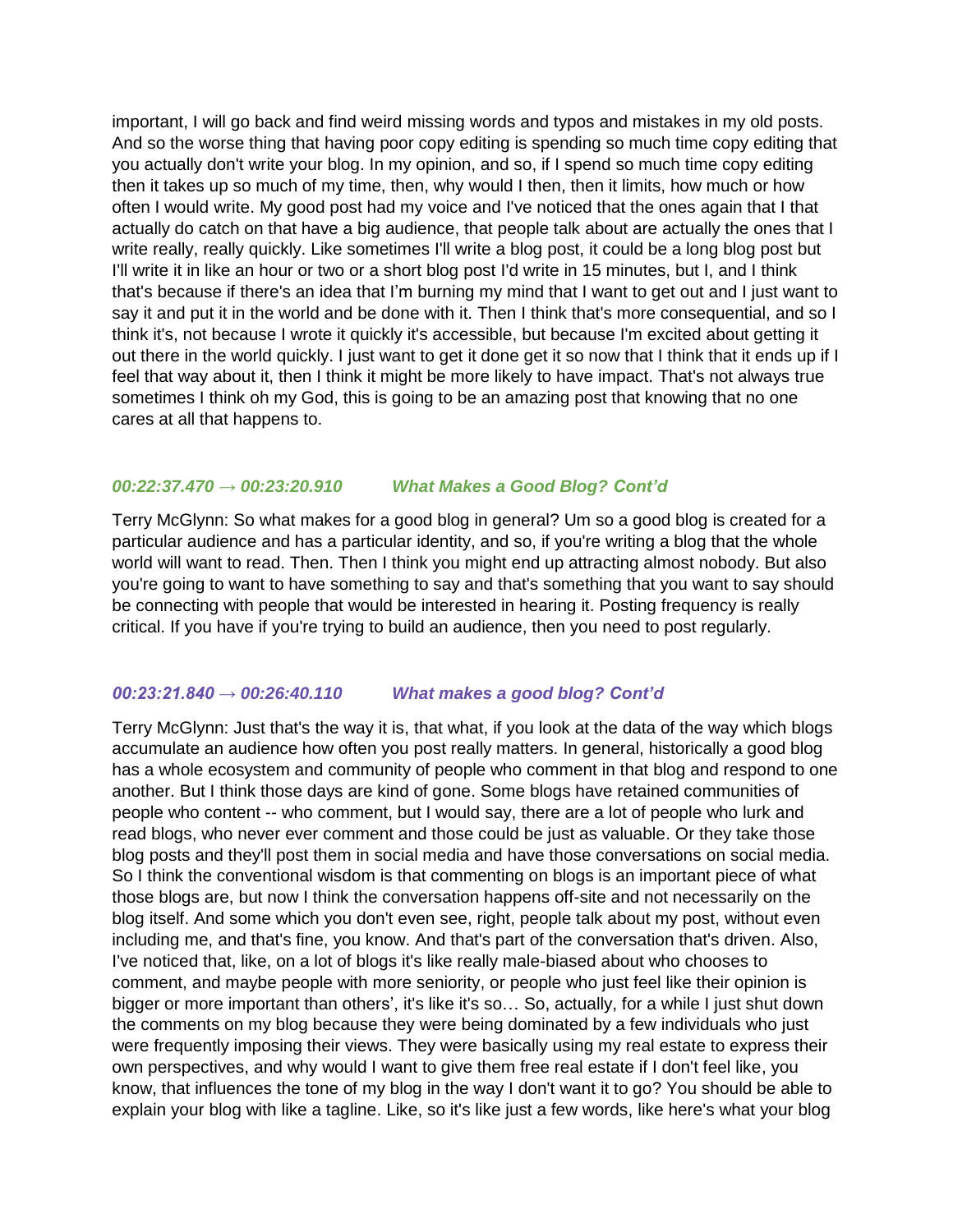important, I will go back and find weird missing words and typos and mistakes in my old posts. And so the worse thing that having poor copy editing is spending so much time copy editing that you actually don't write your blog. In my opinion, and so, if I spend so much time copy editing then it takes up so much of my time, then, why would I then, then it limits, how much or how often I would write. My good post had my voice and I've noticed that the ones again that I that actually do catch on that have a big audience, that people talk about are actually the ones that I write really, really quickly. Like sometimes I'll write a blog post, it could be a long blog post but I'll write it in like an hour or two or a short blog post I'd write in 15 minutes, but I, and I think that's because if there's an idea that I'm burning my mind that I want to get out and I just want to say it and put it in the world and be done with it. Then I think that's more consequential, and so I think it's, not because I wrote it quickly it's accessible, but because I'm excited about getting it out there in the world quickly. I just want to get it done get it so now that I think that it ends up if I feel that way about it, then I think it might be more likely to have impact. That's not always true sometimes I think oh my God, this is going to be an amazing post that knowing that no one cares at all that happens to.

### *00:22:37.470 → 00:23:20.910 What Makes a Good Blog? Cont'd*

Terry McGlynn: So what makes for a good blog in general? Um so a good blog is created for a particular audience and has a particular identity, and so, if you're writing a blog that the whole world will want to read. Then. Then I think you might end up attracting almost nobody. But also you're going to want to have something to say and that's something that you want to say should be connecting with people that would be interested in hearing it. Posting frequency is really critical. If you have if you're trying to build an audience, then you need to post regularly.

### *00:23:21.840 → 00:26:40.110 What makes a good blog? Cont'd*

Terry McGlynn: Just that's the way it is, that what, if you look at the data of the way which blogs accumulate an audience how often you post really matters. In general, historically a good blog has a whole ecosystem and community of people who comment in that blog and respond to one another. But I think those days are kind of gone. Some blogs have retained communities of people who content -- who comment, but I would say, there are a lot of people who lurk and read blogs, who never ever comment and those could be just as valuable. Or they take those blog posts and they'll post them in social media and have those conversations on social media. So I think the conventional wisdom is that commenting on blogs is an important piece of what those blogs are, but now I think the conversation happens off-site and not necessarily on the blog itself. And some which you don't even see, right, people talk about my post, without even including me, and that's fine, you know. And that's part of the conversation that's driven. Also, I've noticed that, like, on a lot of blogs it's like really male-biased about who chooses to comment, and maybe people with more seniority, or people who just feel like their opinion is bigger or more important than others', it's like it's so… So, actually, for a while I just shut down the comments on my blog because they were being dominated by a few individuals who just were frequently imposing their views. They were basically using my real estate to express their own perspectives, and why would I want to give them free real estate if I don't feel like, you know, that influences the tone of my blog in the way I don't want it to go? You should be able to explain your blog with like a tagline. Like, so it's like just a few words, like here's what your blog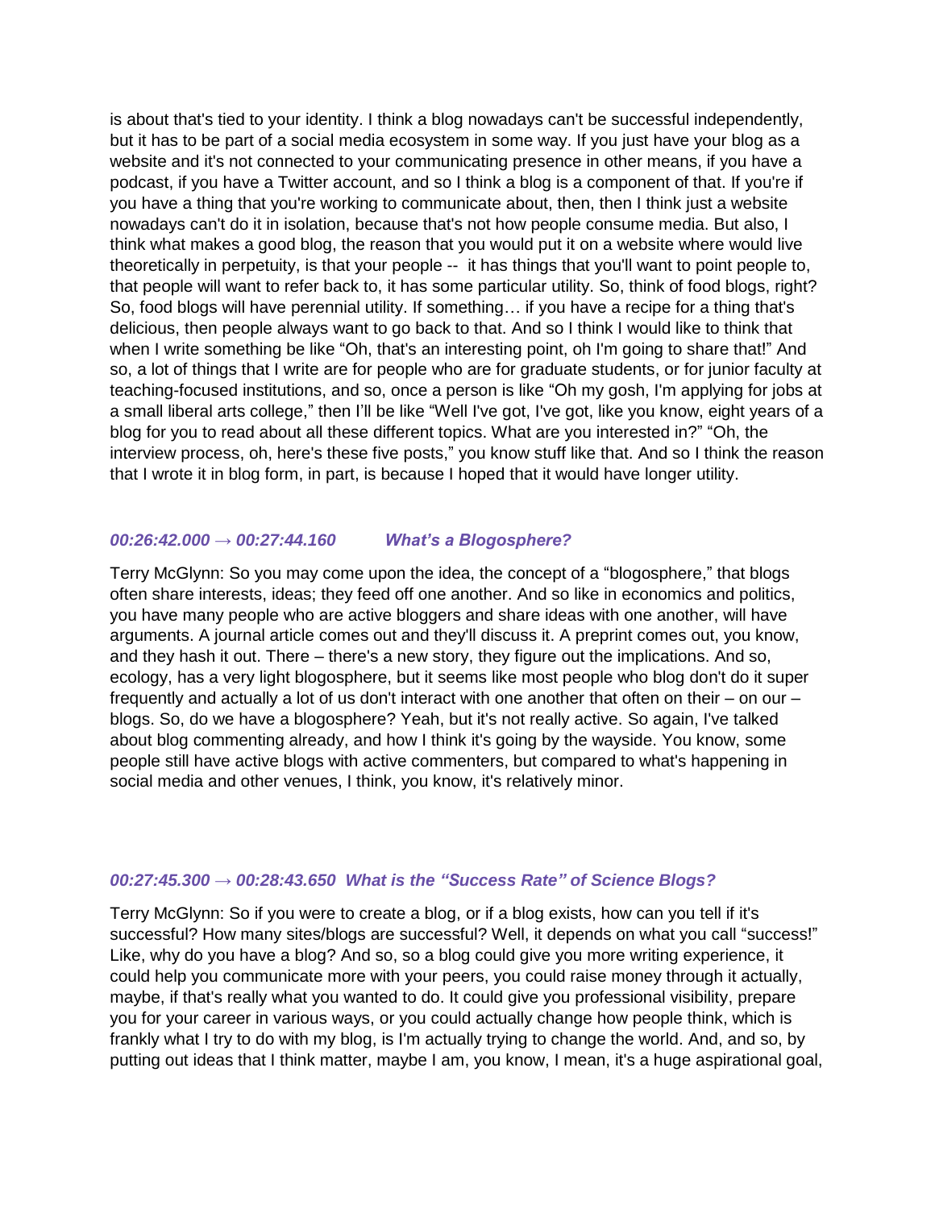is about that's tied to your identity. I think a blog nowadays can't be successful independently, but it has to be part of a social media ecosystem in some way. If you just have your blog as a website and it's not connected to your communicating presence in other means, if you have a podcast, if you have a Twitter account, and so I think a blog is a component of that. If you're if you have a thing that you're working to communicate about, then, then I think just a website nowadays can't do it in isolation, because that's not how people consume media. But also, I think what makes a good blog, the reason that you would put it on a website where would live theoretically in perpetuity, is that your people -- it has things that you'll want to point people to, that people will want to refer back to, it has some particular utility. So, think of food blogs, right? So, food blogs will have perennial utility. If something… if you have a recipe for a thing that's delicious, then people always want to go back to that. And so I think I would like to think that when I write something be like "Oh, that's an interesting point, oh I'm going to share that!" And so, a lot of things that I write are for people who are for graduate students, or for junior faculty at teaching-focused institutions, and so, once a person is like "Oh my gosh, I'm applying for jobs at a small liberal arts college," then I'll be like "Well I've got, I've got, like you know, eight years of a blog for you to read about all these different topics. What are you interested in?" "Oh, the interview process, oh, here's these five posts," you know stuff like that. And so I think the reason that I wrote it in blog form, in part, is because I hoped that it would have longer utility.

### *00:26:42.000 → 00:27:44.160 What's a Blogosphere?*

Terry McGlynn: So you may come upon the idea, the concept of a "blogosphere," that blogs often share interests, ideas; they feed off one another. And so like in economics and politics, you have many people who are active bloggers and share ideas with one another, will have arguments. A journal article comes out and they'll discuss it. A preprint comes out, you know, and they hash it out. There – there's a new story, they figure out the implications. And so, ecology, has a very light blogosphere, but it seems like most people who blog don't do it super frequently and actually a lot of us don't interact with one another that often on their – on our – blogs. So, do we have a blogosphere? Yeah, but it's not really active. So again, I've talked about blog commenting already, and how I think it's going by the wayside. You know, some people still have active blogs with active commenters, but compared to what's happening in social media and other venues, I think, you know, it's relatively minor.

### *00:27:45.300 → 00:28:43.650 What is the "Success Rate" of Science Blogs?*

Terry McGlynn: So if you were to create a blog, or if a blog exists, how can you tell if it's successful? How many sites/blogs are successful? Well, it depends on what you call "success!" Like, why do you have a blog? And so, so a blog could give you more writing experience, it could help you communicate more with your peers, you could raise money through it actually, maybe, if that's really what you wanted to do. It could give you professional visibility, prepare you for your career in various ways, or you could actually change how people think, which is frankly what I try to do with my blog, is I'm actually trying to change the world. And, and so, by putting out ideas that I think matter, maybe I am, you know, I mean, it's a huge aspirational goal,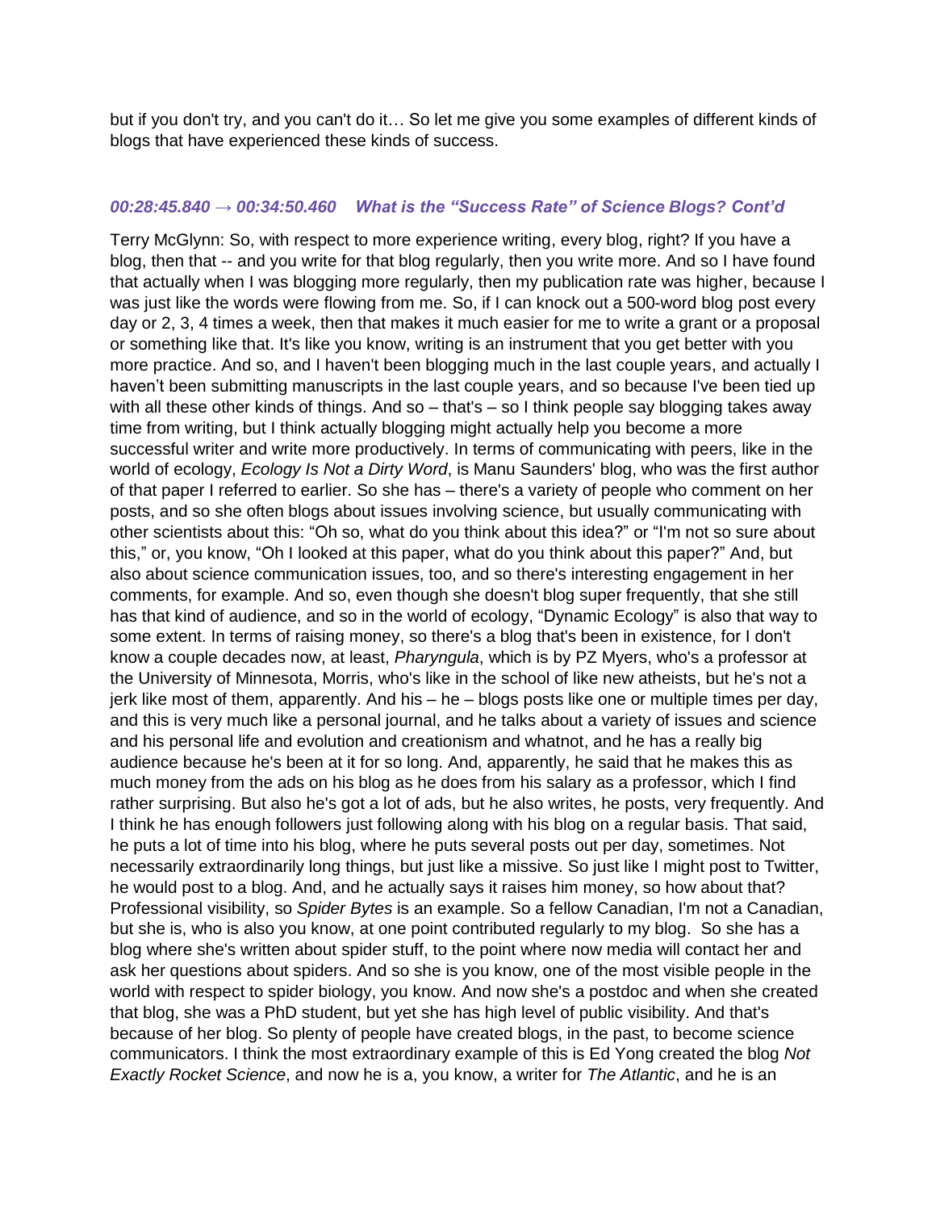but if you don't try, and you can't do it… So let me give you some examples of different kinds of blogs that have experienced these kinds of success.

### *00:28:45.840 → 00:34:50.460 What is the "Success Rate" of Science Blogs? Cont'd*

Terry McGlynn: So, with respect to more experience writing, every blog, right? If you have a blog, then that -- and you write for that blog regularly, then you write more. And so I have found that actually when I was blogging more regularly, then my publication rate was higher, because I was just like the words were flowing from me. So, if I can knock out a 500-word blog post every day or 2, 3, 4 times a week, then that makes it much easier for me to write a grant or a proposal or something like that. It's like you know, writing is an instrument that you get better with you more practice. And so, and I haven't been blogging much in the last couple years, and actually I haven't been submitting manuscripts in the last couple years, and so because I've been tied up with all these other kinds of things. And so – that's – so I think people say blogging takes away time from writing, but I think actually blogging might actually help you become a more successful writer and write more productively. In terms of communicating with peers, like in the world of ecology, *Ecology Is Not a Dirty Word*, is Manu Saunders' blog, who was the first author of that paper I referred to earlier. So she has – there's a variety of people who comment on her posts, and so she often blogs about issues involving science, but usually communicating with other scientists about this: "Oh so, what do you think about this idea?" or "I'm not so sure about this," or, you know, "Oh I looked at this paper, what do you think about this paper?" And, but also about science communication issues, too, and so there's interesting engagement in her comments, for example. And so, even though she doesn't blog super frequently, that she still has that kind of audience, and so in the world of ecology, "Dynamic Ecology" is also that way to some extent. In terms of raising money, so there's a blog that's been in existence, for I don't know a couple decades now, at least, *Pharyngula*, which is by PZ Myers, who's a professor at the University of Minnesota, Morris, who's like in the school of like new atheists, but he's not a jerk like most of them, apparently. And his – he – blogs posts like one or multiple times per day, and this is very much like a personal journal, and he talks about a variety of issues and science and his personal life and evolution and creationism and whatnot, and he has a really big audience because he's been at it for so long. And, apparently, he said that he makes this as much money from the ads on his blog as he does from his salary as a professor, which I find rather surprising. But also he's got a lot of ads, but he also writes, he posts, very frequently. And I think he has enough followers just following along with his blog on a regular basis. That said, he puts a lot of time into his blog, where he puts several posts out per day, sometimes. Not necessarily extraordinarily long things, but just like a missive. So just like I might post to Twitter, he would post to a blog. And, and he actually says it raises him money, so how about that? Professional visibility, so *Spider Bytes* is an example. So a fellow Canadian, I'm not a Canadian, but she is, who is also you know, at one point contributed regularly to my blog. So she has a blog where she's written about spider stuff, to the point where now media will contact her and ask her questions about spiders. And so she is you know, one of the most visible people in the world with respect to spider biology, you know. And now she's a postdoc and when she created that blog, she was a PhD student, but yet she has high level of public visibility. And that's because of her blog. So plenty of people have created blogs, in the past, to become science communicators. I think the most extraordinary example of this is Ed Yong created the blog *Not Exactly Rocket Science*, and now he is a, you know, a writer for *The Atlantic*, and he is an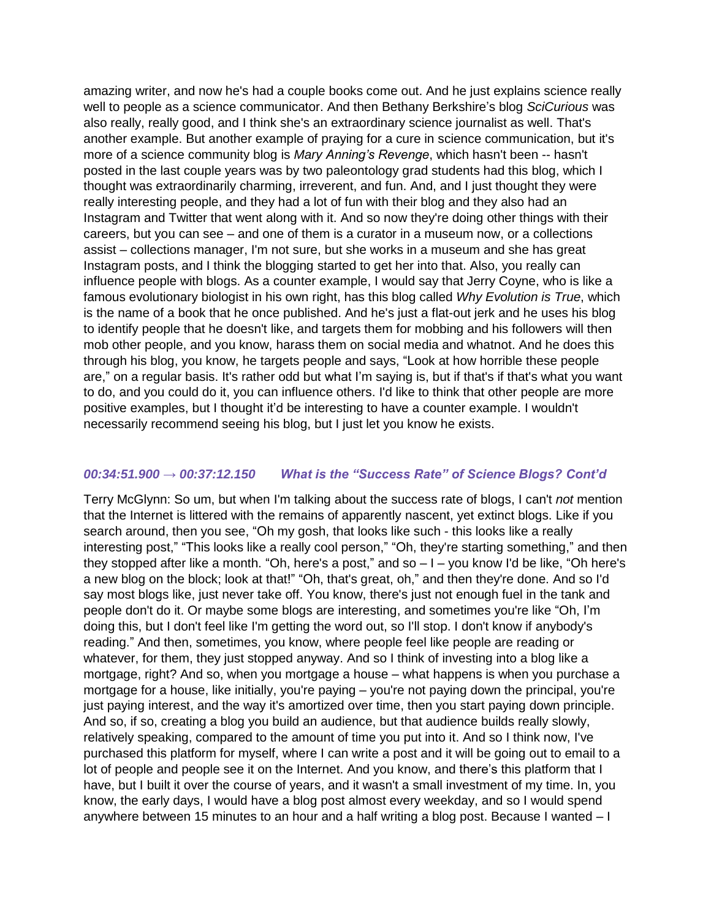amazing writer, and now he's had a couple books come out. And he just explains science really well to people as a science communicator. And then Bethany Berkshire's blog *SciCurious* was also really, really good, and I think she's an extraordinary science journalist as well. That's another example. But another example of praying for a cure in science communication, but it's more of a science community blog is *Mary Anning's Revenge*, which hasn't been -- hasn't posted in the last couple years was by two paleontology grad students had this blog, which I thought was extraordinarily charming, irreverent, and fun. And, and I just thought they were really interesting people, and they had a lot of fun with their blog and they also had an Instagram and Twitter that went along with it. And so now they're doing other things with their careers, but you can see – and one of them is a curator in a museum now, or a collections assist – collections manager, I'm not sure, but she works in a museum and she has great Instagram posts, and I think the blogging started to get her into that. Also, you really can influence people with blogs. As a counter example, I would say that Jerry Coyne, who is like a famous evolutionary biologist in his own right, has this blog called *Why Evolution is True*, which is the name of a book that he once published. And he's just a flat-out jerk and he uses his blog to identify people that he doesn't like, and targets them for mobbing and his followers will then mob other people, and you know, harass them on social media and whatnot. And he does this through his blog, you know, he targets people and says, "Look at how horrible these people are," on a regular basis. It's rather odd but what I'm saying is, but if that's if that's what you want to do, and you could do it, you can influence others. I'd like to think that other people are more positive examples, but I thought it'd be interesting to have a counter example. I wouldn't necessarily recommend seeing his blog, but I just let you know he exists.

### *00:34:51.900 → 00:37:12.150 What is the "Success Rate" of Science Blogs? Cont'd*

Terry McGlynn: So um, but when I'm talking about the success rate of blogs, I can't *not* mention that the Internet is littered with the remains of apparently nascent, yet extinct blogs. Like if you search around, then you see, "Oh my gosh, that looks like such - this looks like a really interesting post," "This looks like a really cool person," "Oh, they're starting something," and then they stopped after like a month. "Oh, here's a post," and so – I – you know I'd be like, "Oh here's a new blog on the block; look at that!" "Oh, that's great, oh," and then they're done. And so I'd say most blogs like, just never take off. You know, there's just not enough fuel in the tank and people don't do it. Or maybe some blogs are interesting, and sometimes you're like "Oh, I'm doing this, but I don't feel like I'm getting the word out, so I'll stop. I don't know if anybody's reading." And then, sometimes, you know, where people feel like people are reading or whatever, for them, they just stopped anyway. And so I think of investing into a blog like a mortgage, right? And so, when you mortgage a house – what happens is when you purchase a mortgage for a house, like initially, you're paying – you're not paying down the principal, you're just paying interest, and the way it's amortized over time, then you start paying down principle. And so, if so, creating a blog you build an audience, but that audience builds really slowly, relatively speaking, compared to the amount of time you put into it. And so I think now, I've purchased this platform for myself, where I can write a post and it will be going out to email to a lot of people and people see it on the Internet. And you know, and there's this platform that I have, but I built it over the course of years, and it wasn't a small investment of my time. In, you know, the early days, I would have a blog post almost every weekday, and so I would spend anywhere between 15 minutes to an hour and a half writing a blog post. Because I wanted – I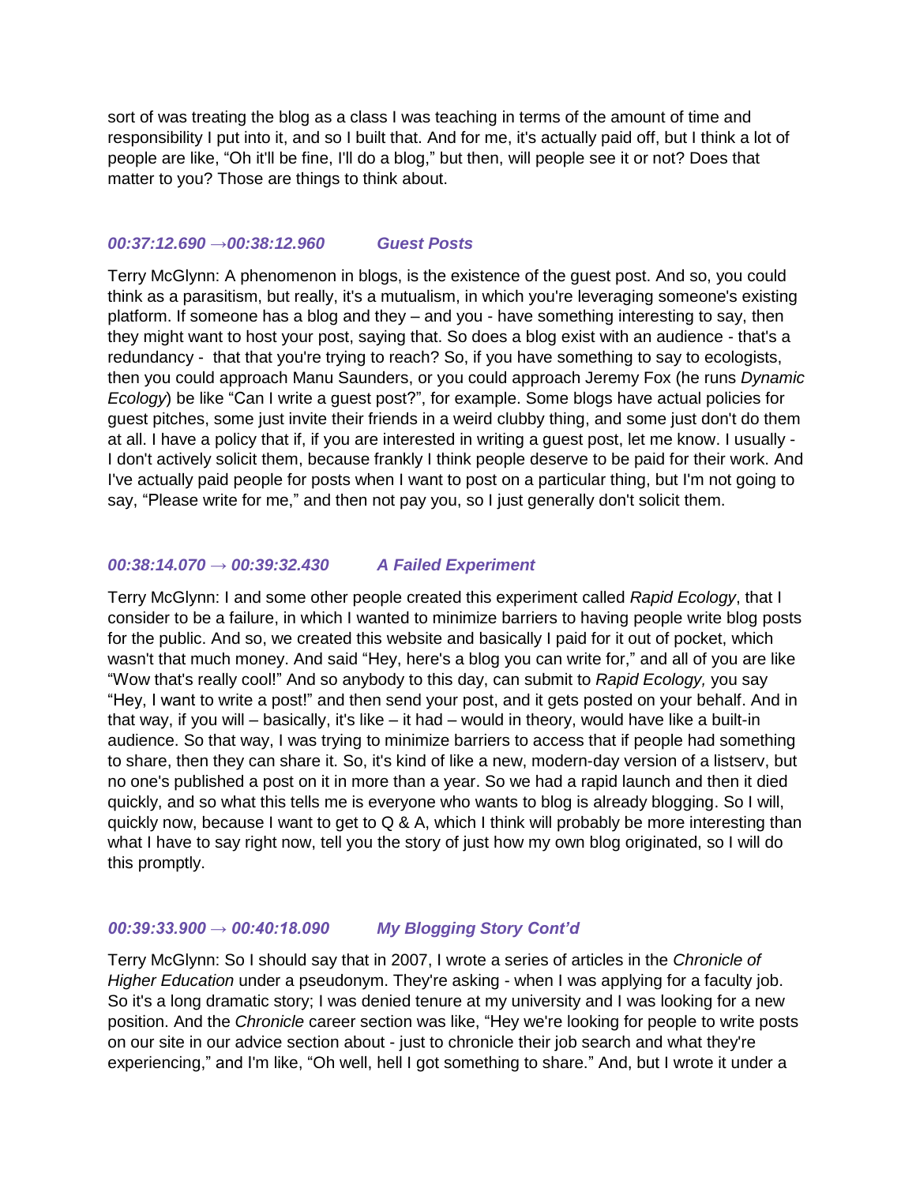sort of was treating the blog as a class I was teaching in terms of the amount of time and responsibility I put into it, and so I built that. And for me, it's actually paid off, but I think a lot of people are like, "Oh it'll be fine, I'll do a blog," but then, will people see it or not? Does that matter to you? Those are things to think about.

### *00:37:12.690 →00:38:12.960 Guest Posts*

Terry McGlynn: A phenomenon in blogs, is the existence of the guest post. And so, you could think as a parasitism, but really, it's a mutualism, in which you're leveraging someone's existing platform. If someone has a blog and they – and you - have something interesting to say, then they might want to host your post, saying that. So does a blog exist with an audience - that's a redundancy - that that you're trying to reach? So, if you have something to say to ecologists, then you could approach Manu Saunders, or you could approach Jeremy Fox (he runs *Dynamic Ecology*) be like "Can I write a guest post?", for example. Some blogs have actual policies for guest pitches, some just invite their friends in a weird clubby thing, and some just don't do them at all. I have a policy that if, if you are interested in writing a guest post, let me know. I usually - I don't actively solicit them, because frankly I think people deserve to be paid for their work. And I've actually paid people for posts when I want to post on a particular thing, but I'm not going to say, "Please write for me," and then not pay you, so I just generally don't solicit them.

### *00:38:14.070 → 00:39:32.430 A Failed Experiment*

Terry McGlynn: I and some other people created this experiment called *Rapid Ecology*, that I consider to be a failure, in which I wanted to minimize barriers to having people write blog posts for the public. And so, we created this website and basically I paid for it out of pocket, which wasn't that much money. And said "Hey, here's a blog you can write for," and all of you are like "Wow that's really cool!" And so anybody to this day, can submit to *Rapid Ecology,* you say "Hey, I want to write a post!" and then send your post, and it gets posted on your behalf. And in that way, if you will – basically, it's like – it had – would in theory, would have like a built-in audience. So that way, I was trying to minimize barriers to access that if people had something to share, then they can share it. So, it's kind of like a new, modern-day version of a listserv, but no one's published a post on it in more than a year. So we had a rapid launch and then it died quickly, and so what this tells me is everyone who wants to blog is already blogging. So I will, quickly now, because I want to get to Q & A, which I think will probably be more interesting than what I have to say right now, tell you the story of just how my own blog originated, so I will do this promptly.

### *00:39:33.900 → 00:40:18.090 My Blogging Story Cont'd*

Terry McGlynn: So I should say that in 2007, I wrote a series of articles in the *Chronicle of Higher Education* under a pseudonym. They're asking - when I was applying for a faculty job. So it's a long dramatic story; I was denied tenure at my university and I was looking for a new position. And the *Chronicle* career section was like, "Hey we're looking for people to write posts on our site in our advice section about - just to chronicle their job search and what they're experiencing," and I'm like, "Oh well, hell I got something to share." And, but I wrote it under a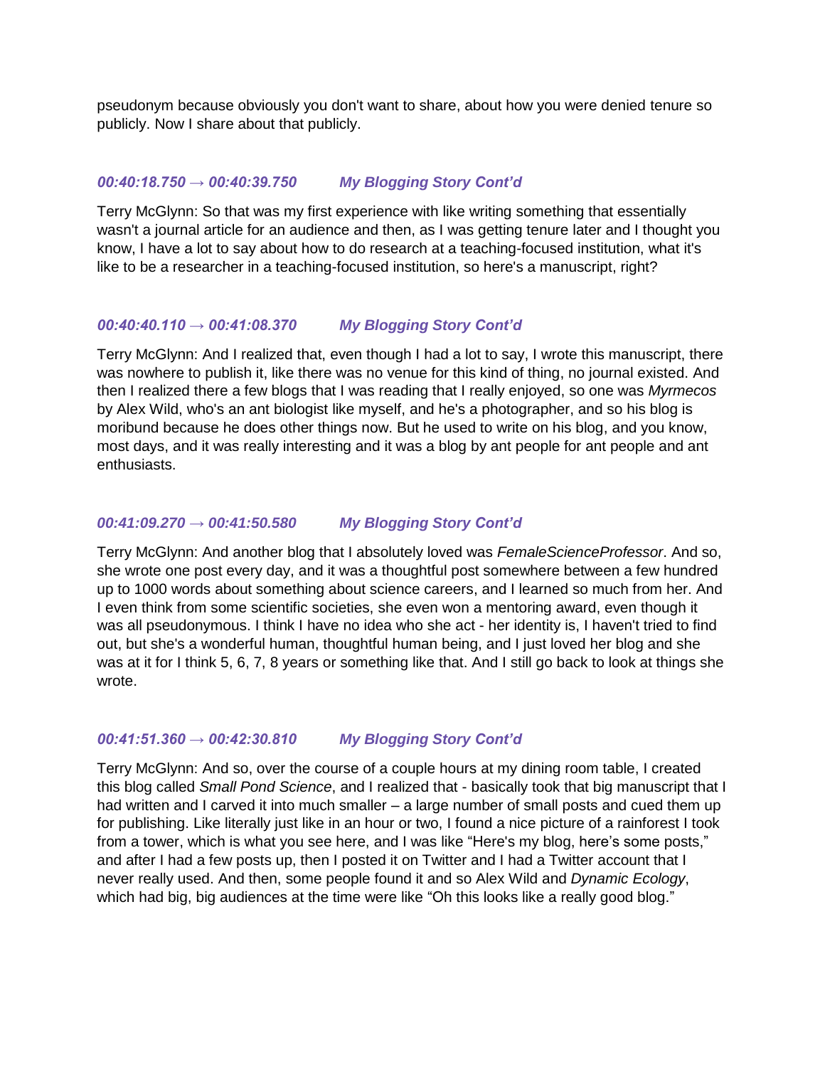pseudonym because obviously you don't want to share, about how you were denied tenure so publicly. Now I share about that publicly.

### *00:40:18.750 → 00:40:39.750 My Blogging Story Cont'd*

Terry McGlynn: So that was my first experience with like writing something that essentially wasn't a journal article for an audience and then, as I was getting tenure later and I thought you know, I have a lot to say about how to do research at a teaching-focused institution, what it's like to be a researcher in a teaching-focused institution, so here's a manuscript, right?

### *00:40:40.110 → 00:41:08.370 My Blogging Story Cont'd*

Terry McGlynn: And I realized that, even though I had a lot to say, I wrote this manuscript, there was nowhere to publish it, like there was no venue for this kind of thing, no journal existed. And then I realized there a few blogs that I was reading that I really enjoyed, so one was *Myrmecos* by Alex Wild, who's an ant biologist like myself, and he's a photographer, and so his blog is moribund because he does other things now. But he used to write on his blog, and you know, most days, and it was really interesting and it was a blog by ant people for ant people and ant enthusiasts.

### *00:41:09.270 → 00:41:50.580 My Blogging Story Cont'd*

Terry McGlynn: And another blog that I absolutely loved was *FemaleScienceProfessor*. And so, she wrote one post every day, and it was a thoughtful post somewhere between a few hundred up to 1000 words about something about science careers, and I learned so much from her. And I even think from some scientific societies, she even won a mentoring award, even though it was all pseudonymous. I think I have no idea who she act - her identity is, I haven't tried to find out, but she's a wonderful human, thoughtful human being, and I just loved her blog and she was at it for I think 5, 6, 7, 8 years or something like that. And I still go back to look at things she wrote.

### *00:41:51.360 → 00:42:30.810 My Blogging Story Cont'd*

Terry McGlynn: And so, over the course of a couple hours at my dining room table, I created this blog called *Small Pond Science*, and I realized that - basically took that big manuscript that I had written and I carved it into much smaller – a large number of small posts and cued them up for publishing. Like literally just like in an hour or two, I found a nice picture of a rainforest I took from a tower, which is what you see here, and I was like "Here's my blog, here's some posts," and after I had a few posts up, then I posted it on Twitter and I had a Twitter account that I never really used. And then, some people found it and so Alex Wild and *Dynamic Ecology*, which had big, big audiences at the time were like "Oh this looks like a really good blog."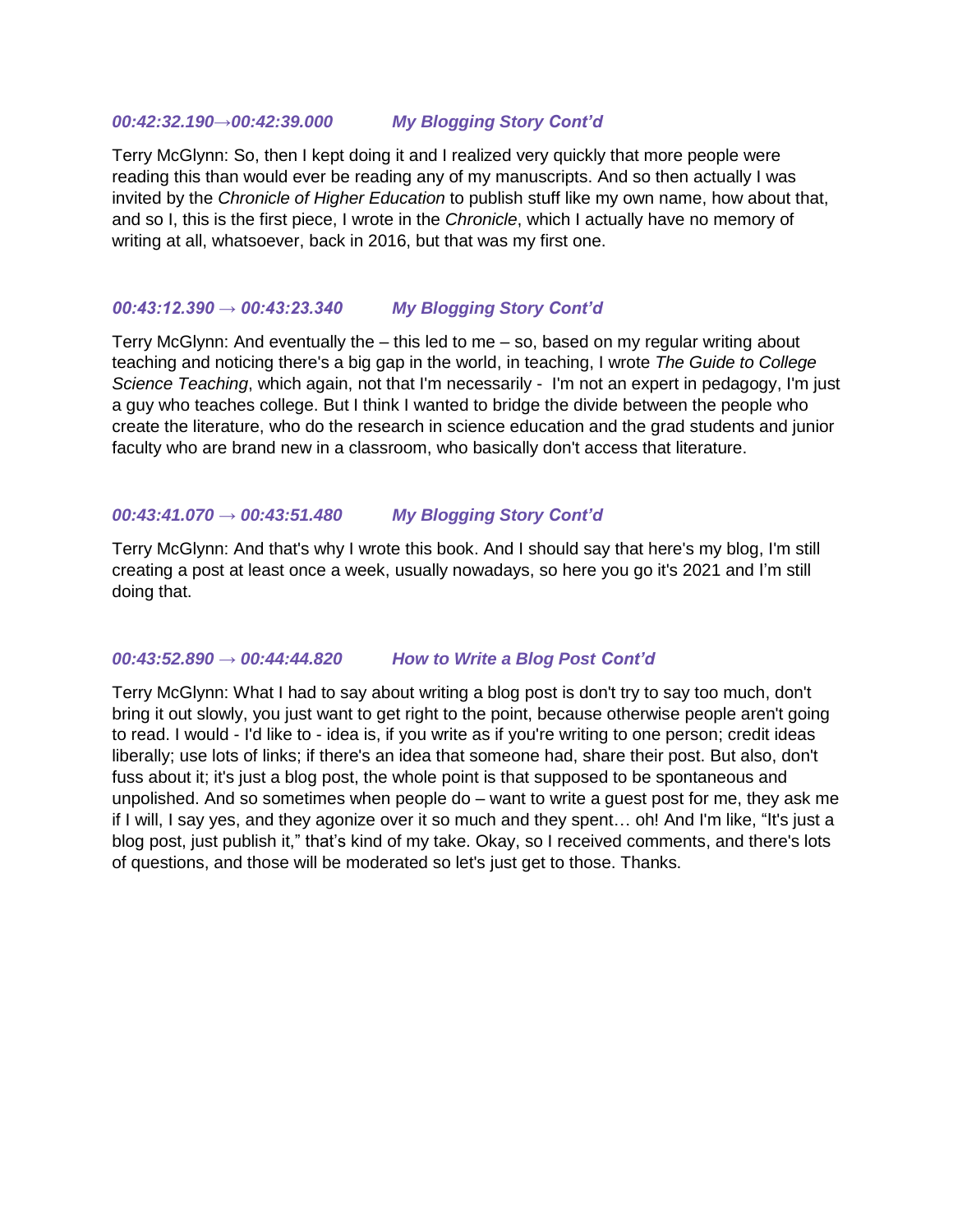### *00:42:32.190→00:42:39.000 My Blogging Story Cont'd*

Terry McGlynn: So, then I kept doing it and I realized very quickly that more people were reading this than would ever be reading any of my manuscripts. And so then actually I was invited by the *Chronicle of Higher Education* to publish stuff like my own name, how about that, and so I, this is the first piece, I wrote in the *Chronicle*, which I actually have no memory of writing at all, whatsoever, back in 2016, but that was my first one.

### *00:43:12.390 → 00:43:23.340 My Blogging Story Cont'd*

Terry McGlynn: And eventually the – this led to me – so, based on my regular writing about teaching and noticing there's a big gap in the world, in teaching, I wrote *The Guide to College Science Teaching*, which again, not that I'm necessarily - I'm not an expert in pedagogy, I'm just a guy who teaches college. But I think I wanted to bridge the divide between the people who create the literature, who do the research in science education and the grad students and junior faculty who are brand new in a classroom, who basically don't access that literature.

### *00:43:41.070 → 00:43:51.480 My Blogging Story Cont'd*

Terry McGlynn: And that's why I wrote this book. And I should say that here's my blog, I'm still creating a post at least once a week, usually nowadays, so here you go it's 2021 and I'm still doing that.

### *00:43:52.890 → 00:44:44.820 How to Write a Blog Post Cont'd*

Terry McGlynn: What I had to say about writing a blog post is don't try to say too much, don't bring it out slowly, you just want to get right to the point, because otherwise people aren't going to read. I would - I'd like to - idea is, if you write as if you're writing to one person; credit ideas liberally; use lots of links; if there's an idea that someone had, share their post. But also, don't fuss about it; it's just a blog post, the whole point is that supposed to be spontaneous and unpolished. And so sometimes when people do – want to write a guest post for me, they ask me if I will, I say yes, and they agonize over it so much and they spent… oh! And I'm like, "It's just a blog post, just publish it," that's kind of my take. Okay, so I received comments, and there's lots of questions, and those will be moderated so let's just get to those. Thanks.